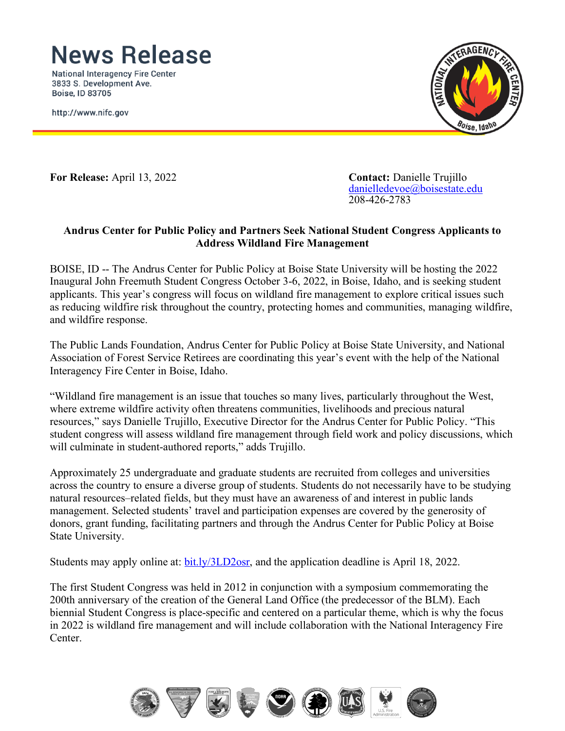# News Release

National Interagency Fire Center
3833 S. Development Ave.
Boise, ID 83705

http://www.nifc.gov

**For Release:** April 13, 2022

**Contact:** Danielle Trujillo
daniellledevoe@boisestate.edu
208-426-2783

**Andrus Center for Public Policy and Partners Seek National Student Congress Applicants to Address Wildland Fire Management**

BOISE, ID -- The Andrus Center for Public Policy at Boise State University will be hosting the 2022 Inaugural John Freemuth Student Congress October 3-6, 2022, in Boise, Idaho, and is seeking student applicants. This year's congress will focus on wildland fire management to explore critical issues such as reducing wildfire risk throughout the country, protecting homes and communities, managing wildfire, and wildfire response.

The Public Lands Foundation, Andrus Center for Public Policy at Boise State University, and National Association of Forest Service Retirees are coordinating this year's event with the help of the National Interagency Fire Center in Boise, Idaho.

"Wildland fire management is an issue that touches so many lives, particularly throughout the West, where extreme wildfire activity often threatens communities, livelihoods and precious natural resources," says Danielle Trujillo, Executive Director for the Andrus Center for Public Policy. "This student congress will assess wildland fire management through field work and policy discussions, which will culminate in student-authored reports," adds Trujillo.

Approximately 25 undergraduate and graduate students are recruited from colleges and universities across the country to ensure a diverse group of students. Students do not necessarily have to be studying natural resources–related fields, but they must have an awareness of and interest in public lands management. Selected students' travel and participation expenses are covered by the generosity of donors, grant funding, facilitating partners and through the Andrus Center for Public Policy at Boise State University.

Students may apply online at: bit.ly/3LD2osr, and the application deadline is April 18, 2022.

The first Student Congress was held in 2012 in conjunction with a symposium commemorating the 200th anniversary of the creation of the General Land Office (the predecessor of the BLM). Each biennial Student Congress is place-specific and centered on a particular theme, which is why the focus in 2022 is wildland fire management and will include collaboration with the National Interagency Fire Center.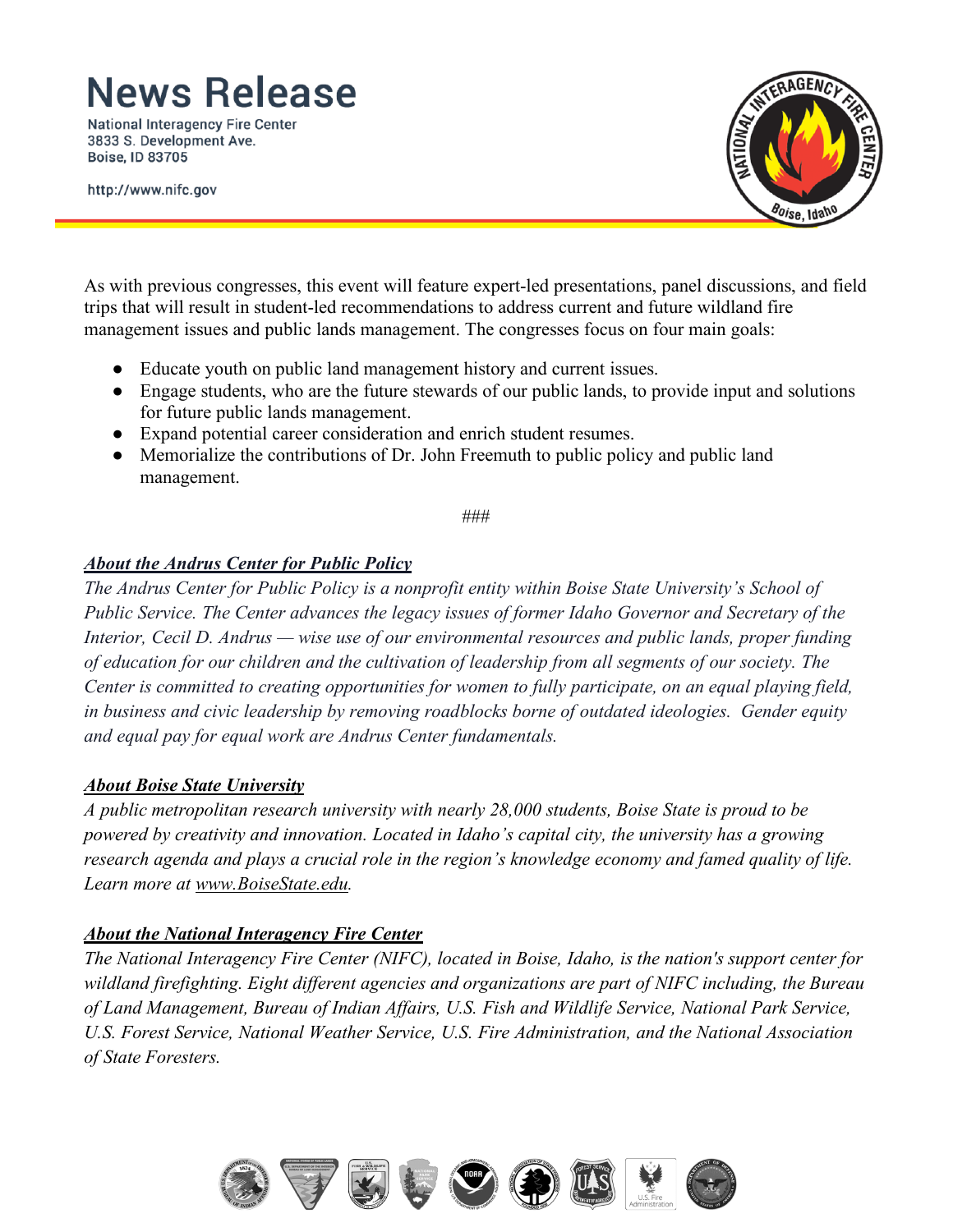# News Release

National Interagency Fire Center
3833 S. Development Ave.
Boise, ID 83705

http://www.nifc.gov

As with previous congresses, this event will feature expert-led presentations, panel discussions, and field trips that will result in student-led recommendations to address current and future wildland fire management issues and public lands management. The congresses focus on four main goals:

- Educate youth on public land management history and current issues.
- Engage students, who are the future stewards of our public lands, to provide input and solutions for future public lands management.
- Expand potential career consideration and enrich student resumes.
- Memorialize the contributions of Dr. John Freemuth to public policy and public land management.

###

***About the Andrus Center for Public Policy***

*The Andrus Center for Public Policy is a nonprofit entity within Boise State University's School of Public Service. The Center advances the legacy issues of former Idaho Governor and Secretary of the Interior, Cecil D. Andrus — wise use of our environmental resources and public lands, proper funding of education for our children and the cultivation of leadership from all segments of our society. The Center is committed to creating opportunities for women to fully participate, on an equal playing field, in business and civic leadership by removing roadblocks borne of outdated ideologies. Gender equity and equal pay for equal work are Andrus Center fundamentals.*

***About Boise State University***

*A public metropolitan research university with nearly 28,000 students, Boise State is proud to be powered by creativity and innovation. Located in Idaho's capital city, the university has a growing research agenda and plays a crucial role in the region's knowledge economy and famed quality of life. Learn more at www.BoiseState.edu.*

***About the National Interagency Fire Center***

*The National Interagency Fire Center (NIFC), located in Boise, Idaho, is the nation's support center for wildland firefighting. Eight different agencies and organizations are part of NIFC including, the Bureau of Land Management, Bureau of Indian Affairs, U.S. Fish and Wildlife Service, National Park Service, U.S. Forest Service, National Weather Service, U.S. Fire Administration, and the National Association of State Foresters.*